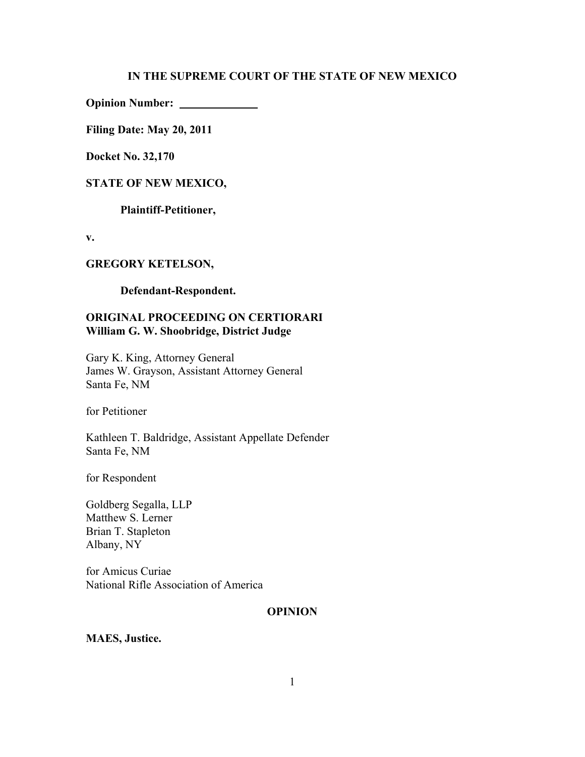**IN THE SUPREME COURT OF THE STATE OF NEW MEXICO**

**Opinion Number:** ______________

**Filing Date: May 20, 2011**

**Docket No. 32,170**

**STATE OF NEW MEXICO,**

**Plaintiff-Petitioner,**

**v.**

**GREGORY KETELSON,**

**Defendant-Respondent.**

**ORIGINAL PROCEEDING ON CERTIORARI**
**William G. W. Shoobridge, District Judge**

Gary K. King, Attorney General
James W. Grayson, Assistant Attorney General
Santa Fe, NM

for Petitioner

Kathleen T. Baldridge, Assistant Appellate Defender
Santa Fe, NM

for Respondent

Goldberg Segalla, LLP
Matthew S. Lerner
Brian T. Stapleton
Albany, NY

for Amicus Curiae
National Rifle Association of America

**OPINION**

**MAES, Justice.**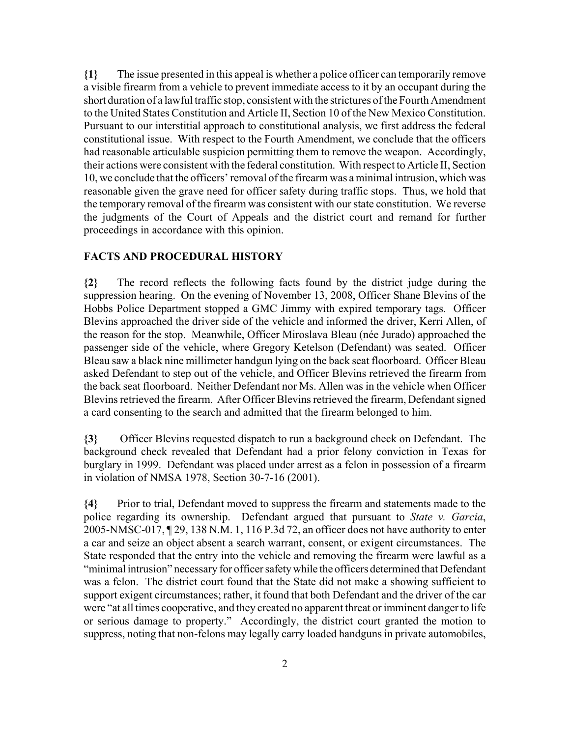**{1}** The issue presented in this appeal is whether a police officer can temporarily remove a visible firearm from a vehicle to prevent immediate access to it by an occupant during the short duration of a lawful traffic stop, consistent with the strictures of the Fourth Amendment to the United States Constitution and Article II, Section 10 of the New Mexico Constitution. Pursuant to our interstitial approach to constitutional analysis, we first address the federal constitutional issue. With respect to the Fourth Amendment, we conclude that the officers had reasonable articulable suspicion permitting them to remove the weapon. Accordingly, their actions were consistent with the federal constitution. With respect to Article II, Section 10, we conclude that the officers' removal of the firearm was a minimal intrusion, which was reasonable given the grave need for officer safety during traffic stops. Thus, we hold that the temporary removal of the firearm was consistent with our state constitution. We reverse the judgments of the Court of Appeals and the district court and remand for further proceedings in accordance with this opinion.

## FACTS AND PROCEDURAL HISTORY

**{2}** The record reflects the following facts found by the district judge during the suppression hearing. On the evening of November 13, 2008, Officer Shane Blevins of the Hobbs Police Department stopped a GMC Jimmy with expired temporary tags. Officer Blevins approached the driver side of the vehicle and informed the driver, Kerri Allen, of the reason for the stop. Meanwhile, Officer Miroslava Bleau (née Jurado) approached the passenger side of the vehicle, where Gregory Ketelson (Defendant) was seated. Officer Bleau saw a black nine millimeter handgun lying on the back seat floorboard. Officer Bleau asked Defendant to step out of the vehicle, and Officer Blevins retrieved the firearm from the back seat floorboard. Neither Defendant nor Ms. Allen was in the vehicle when Officer Blevins retrieved the firearm. After Officer Blevins retrieved the firearm, Defendant signed a card consenting to the search and admitted that the firearm belonged to him.

**{3}** Officer Blevins requested dispatch to run a background check on Defendant. The background check revealed that Defendant had a prior felony conviction in Texas for burglary in 1999. Defendant was placed under arrest as a felon in possession of a firearm in violation of NMSA 1978, Section 30-7-16 (2001).

**{4}** Prior to trial, Defendant moved to suppress the firearm and statements made to the police regarding its ownership. Defendant argued that pursuant to *State v. Garcia*, 2005-NMSC-017, ¶ 29, 138 N.M. 1, 116 P.3d 72, an officer does not have authority to enter a car and seize an object absent a search warrant, consent, or exigent circumstances. The State responded that the entry into the vehicle and removing the firearm were lawful as a "minimal intrusion" necessary for officer safety while the officers determined that Defendant was a felon. The district court found that the State did not make a showing sufficient to support exigent circumstances; rather, it found that both Defendant and the driver of the car were "at all times cooperative, and they created no apparent threat or imminent danger to life or serious damage to property." Accordingly, the district court granted the motion to suppress, noting that non-felons may legally carry loaded handguns in private automobiles,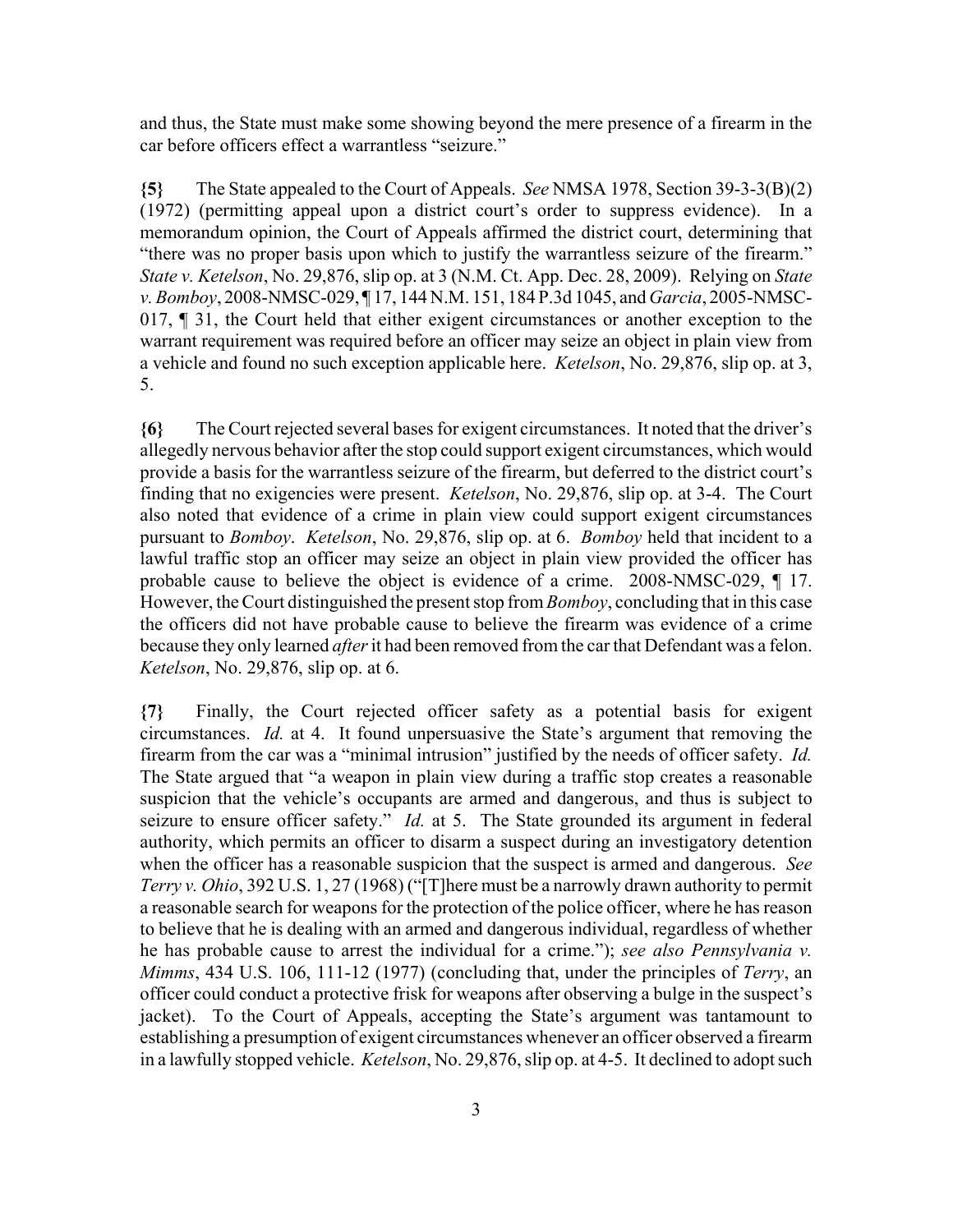and thus, the State must make some showing beyond the mere presence of a firearm in the car before officers effect a warrantless "seizure."

**{5}** The State appealed to the Court of Appeals. *See* NMSA 1978, Section 39-3-3(B)(2) (1972) (permitting appeal upon a district court's order to suppress evidence). In a memorandum opinion, the Court of Appeals affirmed the district court, determining that "there was no proper basis upon which to justify the warrantless seizure of the firearm." *State v. Ketelson*, No. 29,876, slip op. at 3 (N.M. Ct. App. Dec. 28, 2009). Relying on *State v. Bomboy*, 2008-NMSC-029, ¶ 17, 144 N.M. 151, 184 P.3d 1045, and *Garcia*, 2005-NMSC-017, ¶ 31, the Court held that either exigent circumstances or another exception to the warrant requirement was required before an officer may seize an object in plain view from a vehicle and found no such exception applicable here. *Ketelson*, No. 29,876, slip op. at 3, 5.

**{6}** The Court rejected several bases for exigent circumstances. It noted that the driver's allegedly nervous behavior after the stop could support exigent circumstances, which would provide a basis for the warrantless seizure of the firearm, but deferred to the district court's finding that no exigencies were present. *Ketelson*, No. 29,876, slip op. at 3-4. The Court also noted that evidence of a crime in plain view could support exigent circumstances pursuant to *Bomboy*. *Ketelson*, No. 29,876, slip op. at 6. *Bomboy* held that incident to a lawful traffic stop an officer may seize an object in plain view provided the officer has probable cause to believe the object is evidence of a crime. 2008-NMSC-029, ¶ 17. However, the Court distinguished the present stop from *Bomboy*, concluding that in this case the officers did not have probable cause to believe the firearm was evidence of a crime because they only learned *after* it had been removed from the car that Defendant was a felon. *Ketelson*, No. 29,876, slip op. at 6.

**{7}** Finally, the Court rejected officer safety as a potential basis for exigent circumstances. *Id.* at 4. It found unpersuasive the State's argument that removing the firearm from the car was a "minimal intrusion" justified by the needs of officer safety. *Id.* The State argued that "a weapon in plain view during a traffic stop creates a reasonable suspicion that the vehicle's occupants are armed and dangerous, and thus is subject to seizure to ensure officer safety." *Id.* at 5. The State grounded its argument in federal authority, which permits an officer to disarm a suspect during an investigatory detention when the officer has a reasonable suspicion that the suspect is armed and dangerous. *See Terry v. Ohio*, 392 U.S. 1, 27 (1968) ("[T]here must be a narrowly drawn authority to permit a reasonable search for weapons for the protection of the police officer, where he has reason to believe that he is dealing with an armed and dangerous individual, regardless of whether he has probable cause to arrest the individual for a crime."); *see also Pennsylvania v. Mimms*, 434 U.S. 106, 111-12 (1977) (concluding that, under the principles of *Terry*, an officer could conduct a protective frisk for weapons after observing a bulge in the suspect's jacket). To the Court of Appeals, accepting the State's argument was tantamount to establishing a presumption of exigent circumstances whenever an officer observed a firearm in a lawfully stopped vehicle. *Ketelson*, No. 29,876, slip op. at 4-5. It declined to adopt such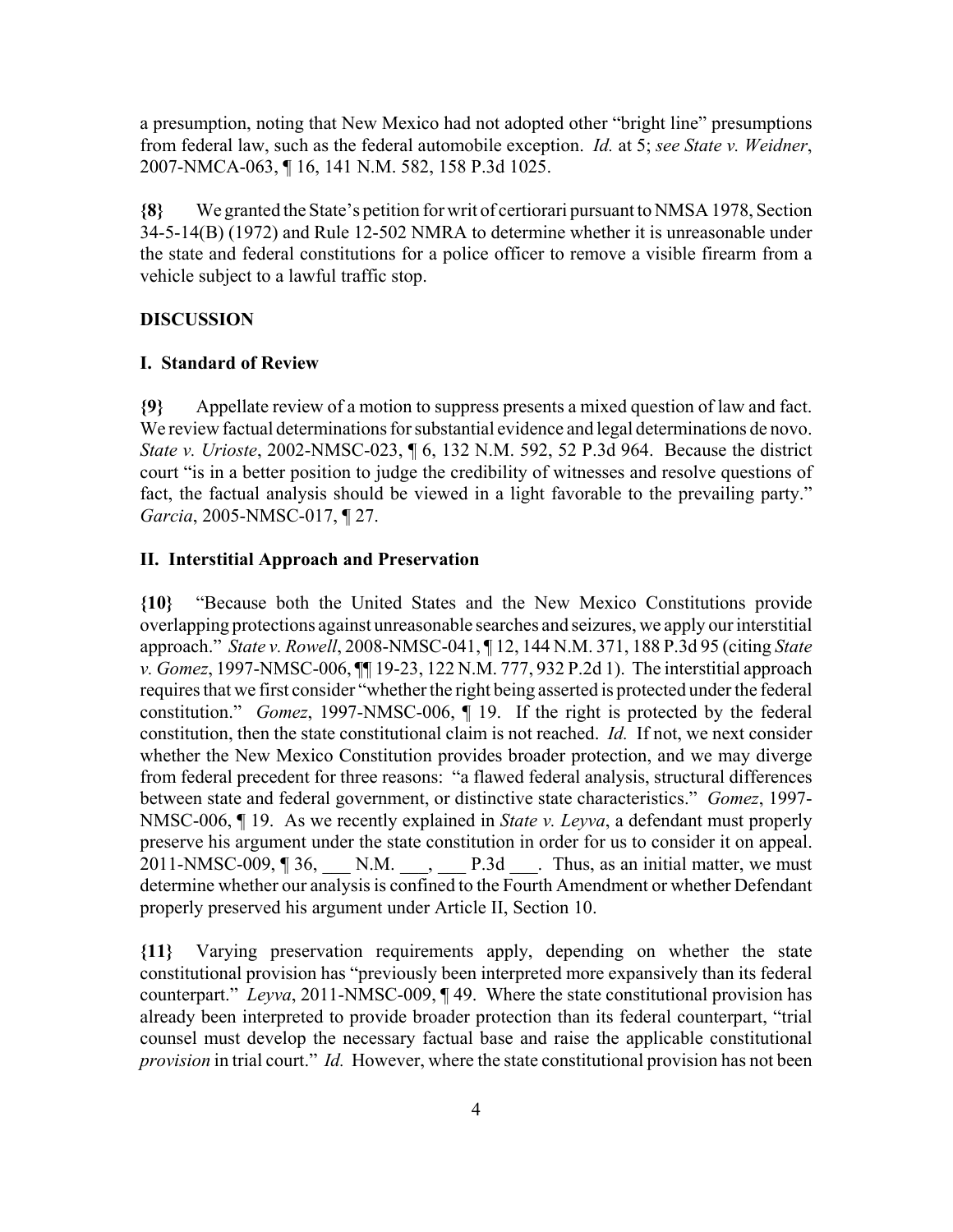a presumption, noting that New Mexico had not adopted other "bright line" presumptions from federal law, such as the federal automobile exception. *Id.* at 5; *see State v. Weidner*, 2007-NMCA-063, ¶ 16, 141 N.M. 582, 158 P.3d 1025.

**{8}** We granted the State's petition for writ of certiorari pursuant to NMSA 1978, Section 34-5-14(B) (1972) and Rule 12-502 NMRA to determine whether it is unreasonable under the state and federal constitutions for a police officer to remove a visible firearm from a vehicle subject to a lawful traffic stop.

## DISCUSSION

### I. Standard of Review

**{9}** Appellate review of a motion to suppress presents a mixed question of law and fact. We review factual determinations for substantial evidence and legal determinations de novo. *State v. Urioste*, 2002-NMSC-023, ¶ 6, 132 N.M. 592, 52 P.3d 964. Because the district court "is in a better position to judge the credibility of witnesses and resolve questions of fact, the factual analysis should be viewed in a light favorable to the prevailing party." *Garcia*, 2005-NMSC-017, ¶ 27.

### II. Interstitial Approach and Preservation

**{10}** "Because both the United States and the New Mexico Constitutions provide overlapping protections against unreasonable searches and seizures, we apply our interstitial approach." *State v. Rowell*, 2008-NMSC-041, ¶ 12, 144 N.M. 371, 188 P.3d 95 (citing *State v. Gomez*, 1997-NMSC-006, ¶¶ 19-23, 122 N.M. 777, 932 P.2d 1). The interstitial approach requires that we first consider "whether the right being asserted is protected under the federal constitution." *Gomez*, 1997-NMSC-006, ¶ 19. If the right is protected by the federal constitution, then the state constitutional claim is not reached. *Id.* If not, we next consider whether the New Mexico Constitution provides broader protection, and we may diverge from federal precedent for three reasons: "a flawed federal analysis, structural differences between state and federal government, or distinctive state characteristics." *Gomez*, 1997-NMSC-006, ¶ 19. As we recently explained in *State v. Leyva*, a defendant must properly preserve his argument under the state constitution in order for us to consider it on appeal. 2011-NMSC-009, ¶ 36, ___ N.M. ___, ___ P.3d ___. Thus, as an initial matter, we must determine whether our analysis is confined to the Fourth Amendment or whether Defendant properly preserved his argument under Article II, Section 10.

**{11}** Varying preservation requirements apply, depending on whether the state constitutional provision has "previously been interpreted more expansively than its federal counterpart." *Leyva*, 2011-NMSC-009, ¶ 49. Where the state constitutional provision has already been interpreted to provide broader protection than its federal counterpart, "trial counsel must develop the necessary factual base and raise the applicable constitutional *provision* in trial court." *Id.* However, where the state constitutional provision has not been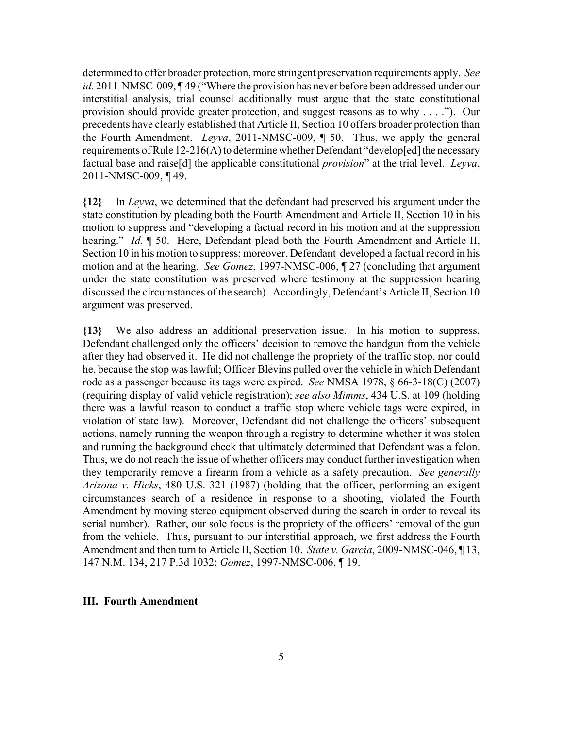determined to offer broader protection, more stringent preservation requirements apply. *See id.* 2011-NMSC-009, ¶ 49 ("Where the provision has never before been addressed under our interstitial analysis, trial counsel additionally must argue that the state constitutional provision should provide greater protection, and suggest reasons as to why . . . ."). Our precedents have clearly established that Article II, Section 10 offers broader protection than the Fourth Amendment. *Leyva*, 2011-NMSC-009, ¶ 50. Thus, we apply the general requirements of Rule 12-216(A) to determine whether Defendant "develop[ed] the necessary factual base and raise[d] the applicable constitutional *provision*" at the trial level. *Leyva*, 2011-NMSC-009, ¶ 49.

**{12}** In *Leyva*, we determined that the defendant had preserved his argument under the state constitution by pleading both the Fourth Amendment and Article II, Section 10 in his motion to suppress and "developing a factual record in his motion and at the suppression hearing." *Id.* ¶ 50. Here, Defendant plead both the Fourth Amendment and Article II, Section 10 in his motion to suppress; moreover, Defendant developed a factual record in his motion and at the hearing. *See Gomez*, 1997-NMSC-006, ¶ 27 (concluding that argument under the state constitution was preserved where testimony at the suppression hearing discussed the circumstances of the search). Accordingly, Defendant's Article II, Section 10 argument was preserved.

**{13}** We also address an additional preservation issue. In his motion to suppress, Defendant challenged only the officers' decision to remove the handgun from the vehicle after they had observed it. He did not challenge the propriety of the traffic stop, nor could he, because the stop was lawful; Officer Blevins pulled over the vehicle in which Defendant rode as a passenger because its tags were expired. *See* NMSA 1978, § 66-3-18(C) (2007) (requiring display of valid vehicle registration); *see also Mimms*, 434 U.S. at 109 (holding there was a lawful reason to conduct a traffic stop where vehicle tags were expired, in violation of state law). Moreover, Defendant did not challenge the officers' subsequent actions, namely running the weapon through a registry to determine whether it was stolen and running the background check that ultimately determined that Defendant was a felon. Thus, we do not reach the issue of whether officers may conduct further investigation when they temporarily remove a firearm from a vehicle as a safety precaution. *See generally Arizona v. Hicks*, 480 U.S. 321 (1987) (holding that the officer, performing an exigent circumstances search of a residence in response to a shooting, violated the Fourth Amendment by moving stereo equipment observed during the search in order to reveal its serial number). Rather, our sole focus is the propriety of the officers' removal of the gun from the vehicle. Thus, pursuant to our interstitial approach, we first address the Fourth Amendment and then turn to Article II, Section 10. *State v. Garcia*, 2009-NMSC-046, ¶ 13, 147 N.M. 134, 217 P.3d 1032; *Gomez*, 1997-NMSC-006, ¶ 19.

## III. Fourth Amendment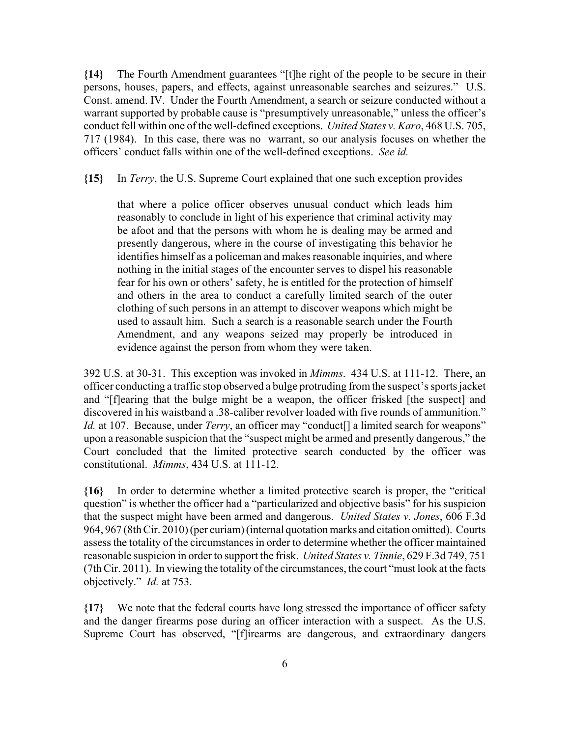**{14}** The Fourth Amendment guarantees "[t]he right of the people to be secure in their persons, houses, papers, and effects, against unreasonable searches and seizures." U.S. Const. amend. IV. Under the Fourth Amendment, a search or seizure conducted without a warrant supported by probable cause is "presumptively unreasonable," unless the officer's conduct fell within one of the well-defined exceptions. *United States v. Karo*, 468 U.S. 705, 717 (1984). In this case, there was no warrant, so our analysis focuses on whether the officers' conduct falls within one of the well-defined exceptions. *See id.*

**{15}** In *Terry*, the U.S. Supreme Court explained that one such exception provides

> that where a police officer observes unusual conduct which leads him reasonably to conclude in light of his experience that criminal activity may be afoot and that the persons with whom he is dealing may be armed and presently dangerous, where in the course of investigating this behavior he identifies himself as a policeman and makes reasonable inquiries, and where nothing in the initial stages of the encounter serves to dispel his reasonable fear for his own or others' safety, he is entitled for the protection of himself and others in the area to conduct a carefully limited search of the outer clothing of such persons in an attempt to discover weapons which might be used to assault him. Such a search is a reasonable search under the Fourth Amendment, and any weapons seized may properly be introduced in evidence against the person from whom they were taken.

392 U.S. at 30-31. This exception was invoked in *Mimms*. 434 U.S. at 111-12. There, an officer conducting a traffic stop observed a bulge protruding from the suspect's sports jacket and "[f]earing that the bulge might be a weapon, the officer frisked [the suspect] and discovered in his waistband a .38-caliber revolver loaded with five rounds of ammunition." *Id.* at 107. Because, under *Terry*, an officer may "conduct[] a limited search for weapons" upon a reasonable suspicion that the "suspect might be armed and presently dangerous," the Court concluded that the limited protective search conducted by the officer was constitutional. *Mimms*, 434 U.S. at 111-12.

**{16}** In order to determine whether a limited protective search is proper, the "critical question" is whether the officer had a "particularized and objective basis" for his suspicion that the suspect might have been armed and dangerous. *United States v. Jones*, 606 F.3d 964, 967 (8th Cir. 2010) (per curiam) (internal quotation marks and citation omitted). Courts assess the totality of the circumstances in order to determine whether the officer maintained reasonable suspicion in order to support the frisk. *United States v. Tinnie*, 629 F.3d 749, 751 (7th Cir. 2011). In viewing the totality of the circumstances, the court "must look at the facts objectively." *Id.* at 753.

**{17}** We note that the federal courts have long stressed the importance of officer safety and the danger firearms pose during an officer interaction with a suspect. As the U.S. Supreme Court has observed, "[f]irearms are dangerous, and extraordinary dangers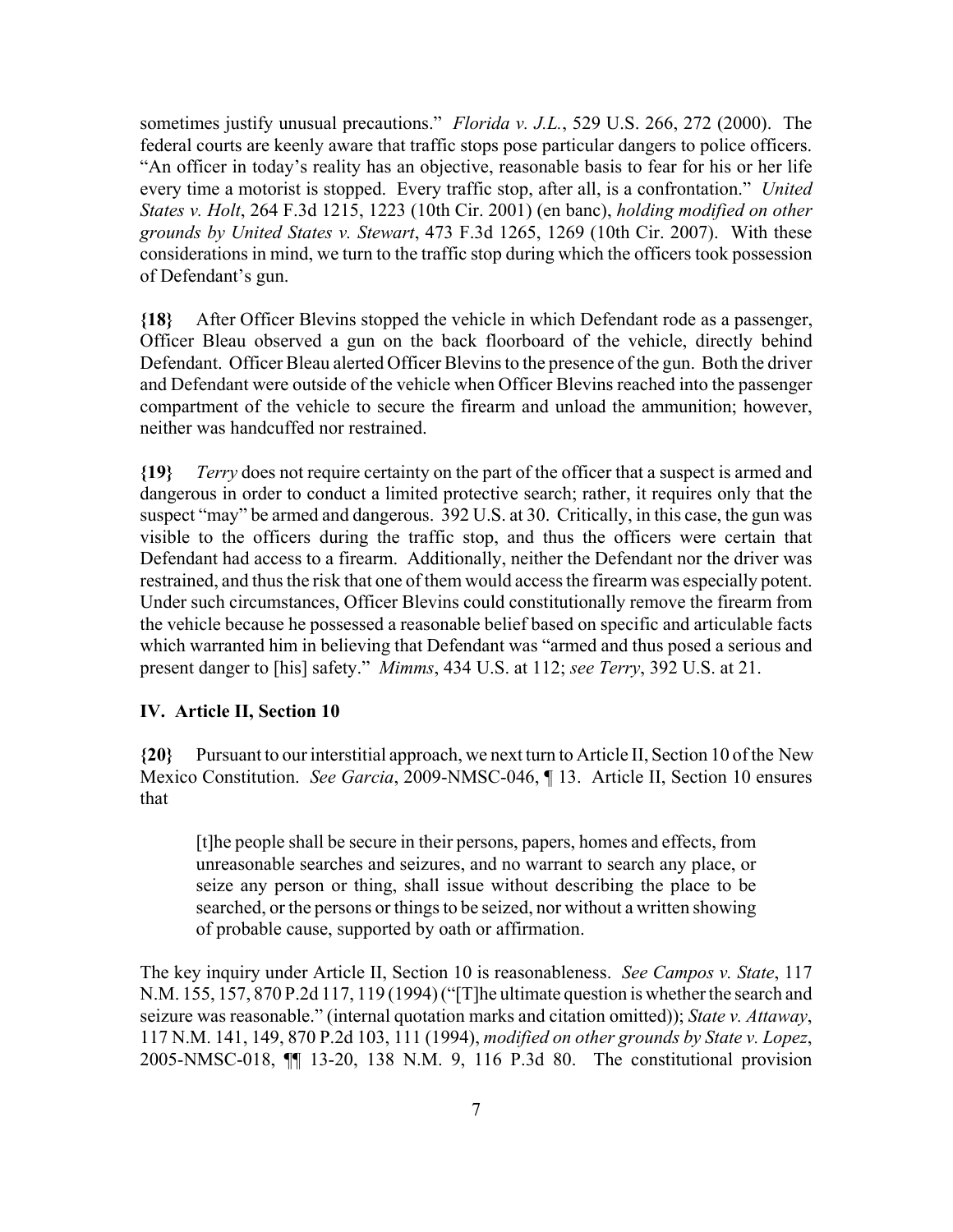sometimes justify unusual precautions." *Florida v. J.L.*, 529 U.S. 266, 272 (2000). The federal courts are keenly aware that traffic stops pose particular dangers to police officers. "An officer in today's reality has an objective, reasonable basis to fear for his or her life every time a motorist is stopped. Every traffic stop, after all, is a confrontation." *United States v. Holt*, 264 F.3d 1215, 1223 (10th Cir. 2001) (en banc), *holding modified on other grounds by United States v. Stewart*, 473 F.3d 1265, 1269 (10th Cir. 2007). With these considerations in mind, we turn to the traffic stop during which the officers took possession of Defendant's gun.

**{18}** After Officer Blevins stopped the vehicle in which Defendant rode as a passenger, Officer Bleau observed a gun on the back floorboard of the vehicle, directly behind Defendant. Officer Bleau alerted Officer Blevins to the presence of the gun. Both the driver and Defendant were outside of the vehicle when Officer Blevins reached into the passenger compartment of the vehicle to secure the firearm and unload the ammunition; however, neither was handcuffed nor restrained.

**{19}** *Terry* does not require certainty on the part of the officer that a suspect is armed and dangerous in order to conduct a limited protective search; rather, it requires only that the suspect "may" be armed and dangerous. 392 U.S. at 30. Critically, in this case, the gun was visible to the officers during the traffic stop, and thus the officers were certain that Defendant had access to a firearm. Additionally, neither the Defendant nor the driver was restrained, and thus the risk that one of them would access the firearm was especially potent. Under such circumstances, Officer Blevins could constitutionally remove the firearm from the vehicle because he possessed a reasonable belief based on specific and articulable facts which warranted him in believing that Defendant was "armed and thus posed a serious and present danger to [his] safety." *Mimms*, 434 U.S. at 112; *see Terry*, 392 U.S. at 21.

## IV. Article II, Section 10

**{20}** Pursuant to our interstitial approach, we next turn to Article II, Section 10 of the New Mexico Constitution. *See Garcia*, 2009-NMSC-046, ¶ 13. Article II, Section 10 ensures that

> [t]he people shall be secure in their persons, papers, homes and effects, from unreasonable searches and seizures, and no warrant to search any place, or seize any person or thing, shall issue without describing the place to be searched, or the persons or things to be seized, nor without a written showing of probable cause, supported by oath or affirmation.

The key inquiry under Article II, Section 10 is reasonableness. *See Campos v. State*, 117 N.M. 155, 157, 870 P.2d 117, 119 (1994) ("[T]he ultimate question is whether the search and seizure was reasonable." (internal quotation marks and citation omitted)); *State v. Attaway*, 117 N.M. 141, 149, 870 P.2d 103, 111 (1994), *modified on other grounds by State v. Lopez*, 2005-NMSC-018, ¶¶ 13-20, 138 N.M. 9, 116 P.3d 80. The constitutional provision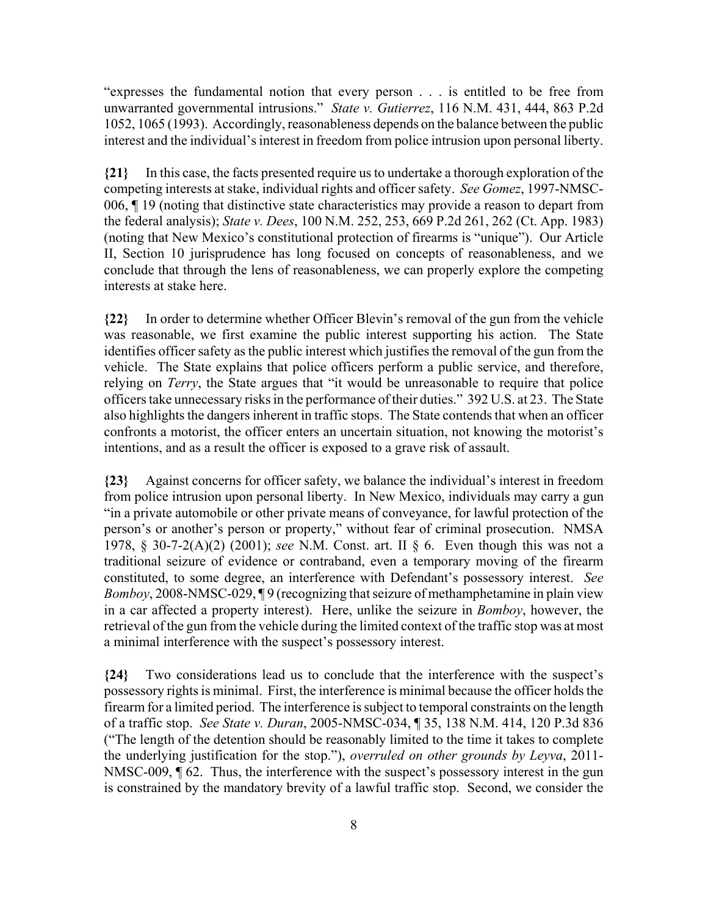"expresses the fundamental notion that every person . . . is entitled to be free from unwarranted governmental intrusions." *State v. Gutierrez*, 116 N.M. 431, 444, 863 P.2d 1052, 1065 (1993). Accordingly, reasonableness depends on the balance between the public interest and the individual's interest in freedom from police intrusion upon personal liberty.

**{21}** In this case, the facts presented require us to undertake a thorough exploration of the competing interests at stake, individual rights and officer safety. *See Gomez*, 1997-NMSC-006, ¶ 19 (noting that distinctive state characteristics may provide a reason to depart from the federal analysis); *State v. Dees*, 100 N.M. 252, 253, 669 P.2d 261, 262 (Ct. App. 1983) (noting that New Mexico's constitutional protection of firearms is "unique"). Our Article II, Section 10 jurisprudence has long focused on concepts of reasonableness, and we conclude that through the lens of reasonableness, we can properly explore the competing interests at stake here.

**{22}** In order to determine whether Officer Blevin's removal of the gun from the vehicle was reasonable, we first examine the public interest supporting his action. The State identifies officer safety as the public interest which justifies the removal of the gun from the vehicle. The State explains that police officers perform a public service, and therefore, relying on *Terry*, the State argues that "it would be unreasonable to require that police officers take unnecessary risks in the performance of their duties." 392 U.S. at 23. The State also highlights the dangers inherent in traffic stops. The State contends that when an officer confronts a motorist, the officer enters an uncertain situation, not knowing the motorist's intentions, and as a result the officer is exposed to a grave risk of assault.

**{23}** Against concerns for officer safety, we balance the individual's interest in freedom from police intrusion upon personal liberty. In New Mexico, individuals may carry a gun "in a private automobile or other private means of conveyance, for lawful protection of the person's or another's person or property," without fear of criminal prosecution. NMSA 1978, § 30-7-2(A)(2) (2001); *see* N.M. Const. art. II § 6. Even though this was not a traditional seizure of evidence or contraband, even a temporary moving of the firearm constituted, to some degree, an interference with Defendant's possessory interest. *See Bomboy*, 2008-NMSC-029, ¶ 9 (recognizing that seizure of methamphetamine in plain view in a car affected a property interest). Here, unlike the seizure in *Bomboy*, however, the retrieval of the gun from the vehicle during the limited context of the traffic stop was at most a minimal interference with the suspect's possessory interest.

**{24}** Two considerations lead us to conclude that the interference with the suspect's possessory rights is minimal. First, the interference is minimal because the officer holds the firearm for a limited period. The interference is subject to temporal constraints on the length of a traffic stop. *See State v. Duran*, 2005-NMSC-034, ¶ 35, 138 N.M. 414, 120 P.3d 836 ("The length of the detention should be reasonably limited to the time it takes to complete the underlying justification for the stop."), *overruled on other grounds by Leyva*, 2011-NMSC-009, ¶ 62. Thus, the interference with the suspect's possessory interest in the gun is constrained by the mandatory brevity of a lawful traffic stop. Second, we consider the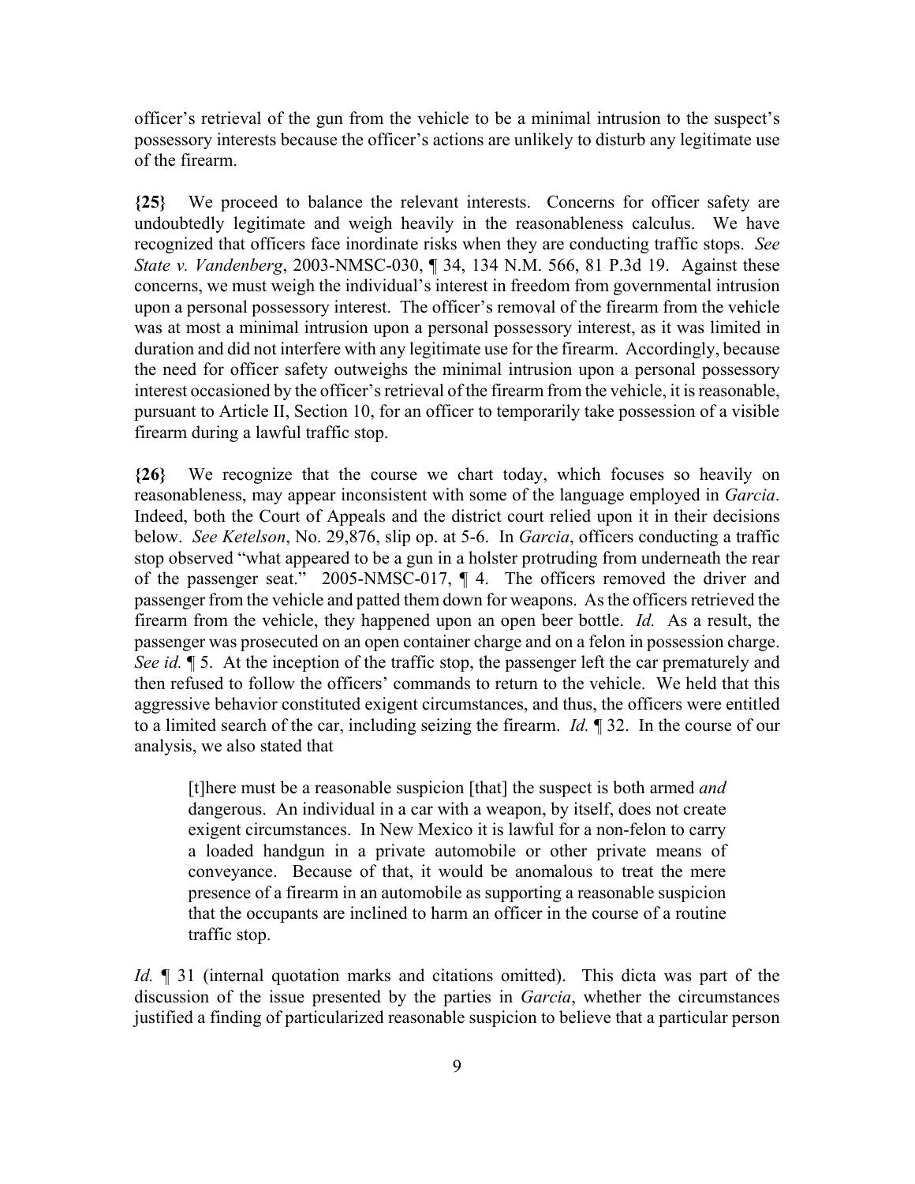officer's retrieval of the gun from the vehicle to be a minimal intrusion to the suspect's possessory interests because the officer's actions are unlikely to disturb any legitimate use of the firearm.

**{25}** We proceed to balance the relevant interests. Concerns for officer safety are undoubtedly legitimate and weigh heavily in the reasonableness calculus. We have recognized that officers face inordinate risks when they are conducting traffic stops. *See State v. Vandenberg*, 2003-NMSC-030, ¶ 34, 134 N.M. 566, 81 P.3d 19. Against these concerns, we must weigh the individual's interest in freedom from governmental intrusion upon a personal possessory interest. The officer's removal of the firearm from the vehicle was at most a minimal intrusion upon a personal possessory interest, as it was limited in duration and did not interfere with any legitimate use for the firearm. Accordingly, because the need for officer safety outweighs the minimal intrusion upon a personal possessory interest occasioned by the officer's retrieval of the firearm from the vehicle, it is reasonable, pursuant to Article II, Section 10, for an officer to temporarily take possession of a visible firearm during a lawful traffic stop.

**{26}** We recognize that the course we chart today, which focuses so heavily on reasonableness, may appear inconsistent with some of the language employed in *Garcia*. Indeed, both the Court of Appeals and the district court relied upon it in their decisions below. *See Ketelson*, No. 29,876, slip op. at 5-6. In *Garcia*, officers conducting a traffic stop observed "what appeared to be a gun in a holster protruding from underneath the rear of the passenger seat." 2005-NMSC-017, ¶ 4. The officers removed the driver and passenger from the vehicle and patted them down for weapons. As the officers retrieved the firearm from the vehicle, they happened upon an open beer bottle. *Id.* As a result, the passenger was prosecuted on an open container charge and on a felon in possession charge. *See id.* ¶ 5. At the inception of the traffic stop, the passenger left the car prematurely and then refused to follow the officers' commands to return to the vehicle. We held that this aggressive behavior constituted exigent circumstances, and thus, the officers were entitled to a limited search of the car, including seizing the firearm. *Id.* ¶ 32. In the course of our analysis, we also stated that

> [t]here must be a reasonable suspicion [that] the suspect is both armed *and* dangerous. An individual in a car with a weapon, by itself, does not create exigent circumstances. In New Mexico it is lawful for a non-felon to carry a loaded handgun in a private automobile or other private means of conveyance. Because of that, it would be anomalous to treat the mere presence of a firearm in an automobile as supporting a reasonable suspicion that the occupants are inclined to harm an officer in the course of a routine traffic stop.

*Id.* ¶ 31 (internal quotation marks and citations omitted). This dicta was part of the discussion of the issue presented by the parties in *Garcia*, whether the circumstances justified a finding of particularized reasonable suspicion to believe that a particular person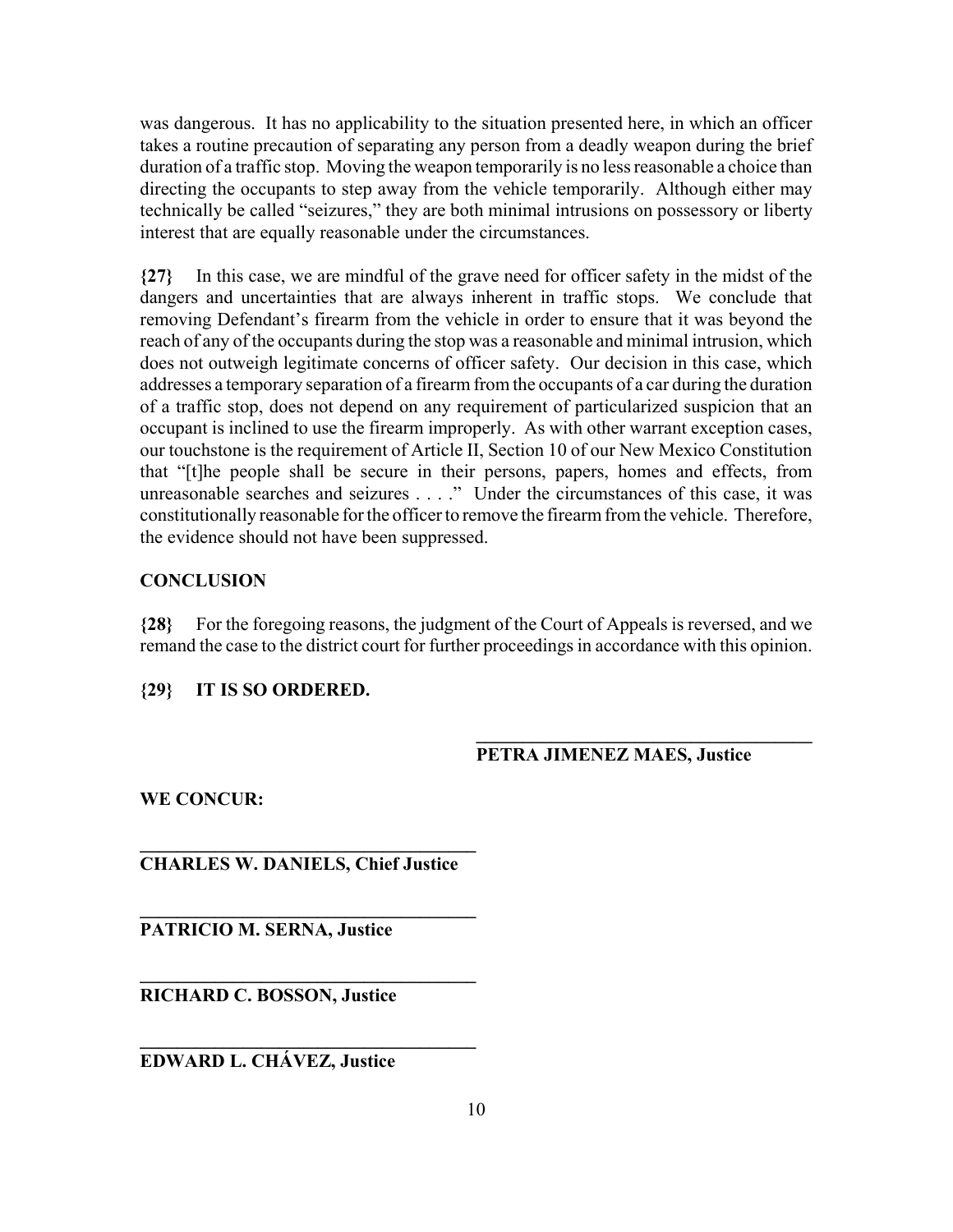was dangerous. It has no applicability to the situation presented here, in which an officer takes a routine precaution of separating any person from a deadly weapon during the brief duration of a traffic stop. Moving the weapon temporarily is no less reasonable a choice than directing the occupants to step away from the vehicle temporarily. Although either may technically be called "seizures," they are both minimal intrusions on possessory or liberty interest that are equally reasonable under the circumstances.

**{27}** In this case, we are mindful of the grave need for officer safety in the midst of the dangers and uncertainties that are always inherent in traffic stops. We conclude that removing Defendant's firearm from the vehicle in order to ensure that it was beyond the reach of any of the occupants during the stop was a reasonable and minimal intrusion, which does not outweigh legitimate concerns of officer safety. Our decision in this case, which addresses a temporary separation of a firearm from the occupants of a car during the duration of a traffic stop, does not depend on any requirement of particularized suspicion that an occupant is inclined to use the firearm improperly. As with other warrant exception cases, our touchstone is the requirement of Article II, Section 10 of our New Mexico Constitution that "[t]he people shall be secure in their persons, papers, homes and effects, from unreasonable searches and seizures . . . ." Under the circumstances of this case, it was constitutionally reasonable for the officer to remove the firearm from the vehicle. Therefore, the evidence should not have been suppressed.

## CONCLUSION

**{28}** For the foregoing reasons, the judgment of the Court of Appeals is reversed, and we remand the case to the district court for further proceedings in accordance with this opinion.

**{29} IT IS SO ORDERED.**

______________________________
**PETRA JIMENEZ MAES, Justice**

**WE CONCUR:**

______________________________
**CHARLES W. DANIELS, Chief Justice**

______________________________
**PATRICIO M. SERNA, Justice**

______________________________
**RICHARD C. BOSSON, Justice**

______________________________
**EDWARD L. CHÁVEZ, Justice**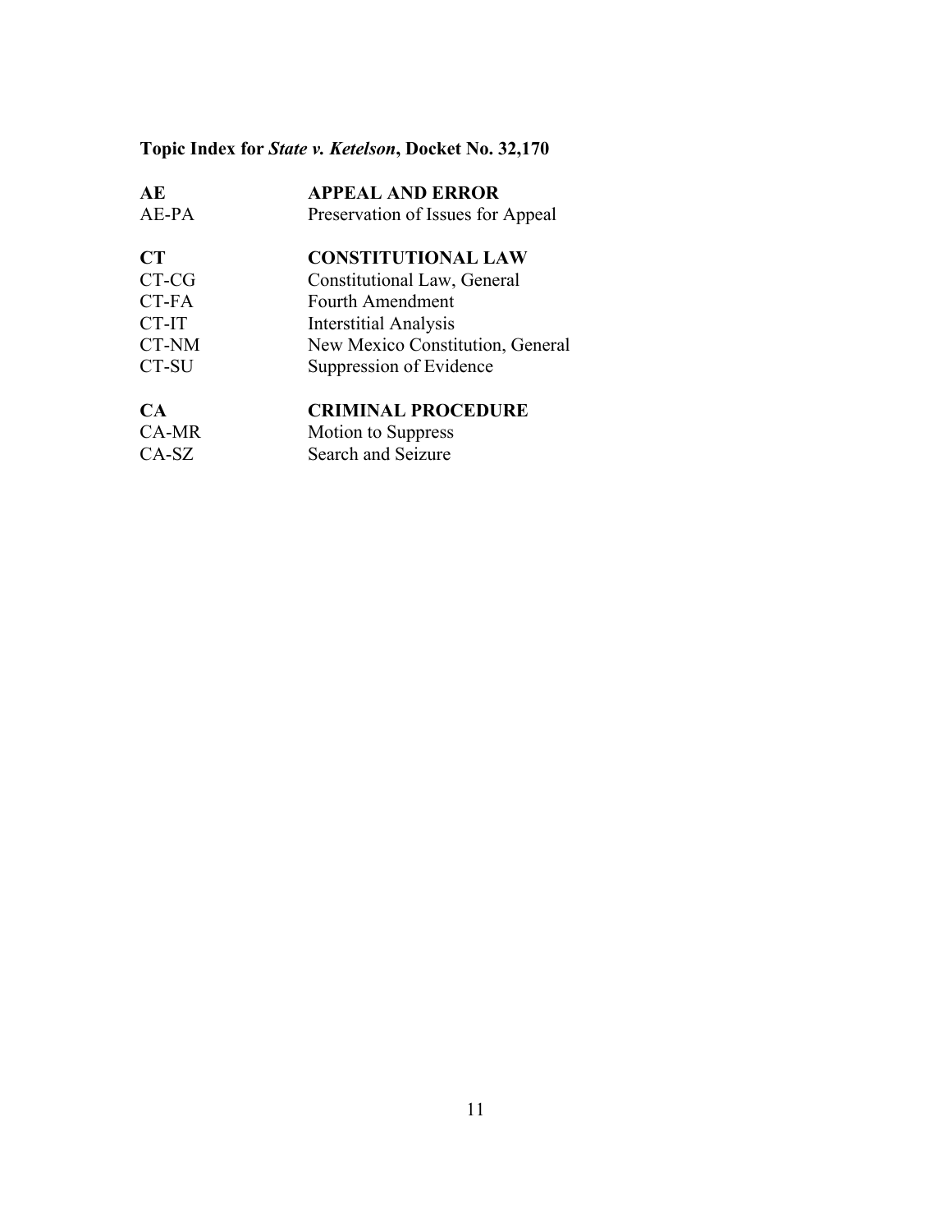**Topic Index for *State v. Ketelson*, Docket No. 32,170**

| | |
|---|---|
| **AE** | **APPEAL AND ERROR** |
| AE-PA | Preservation of Issues for Appeal |
| | |
| **CT** | **CONSTITUTIONAL LAW** |
| CT-CG | Constitutional Law, General |
| CT-FA | Fourth Amendment |
| CT-IT | Interstitial Analysis |
| CT-NM | New Mexico Constitution, General |
| CT-SU | Suppression of Evidence |
| | |
| **CA** | **CRIMINAL PROCEDURE** |
| CA-MR | Motion to Suppress |
| CA-SZ | Search and Seizure |